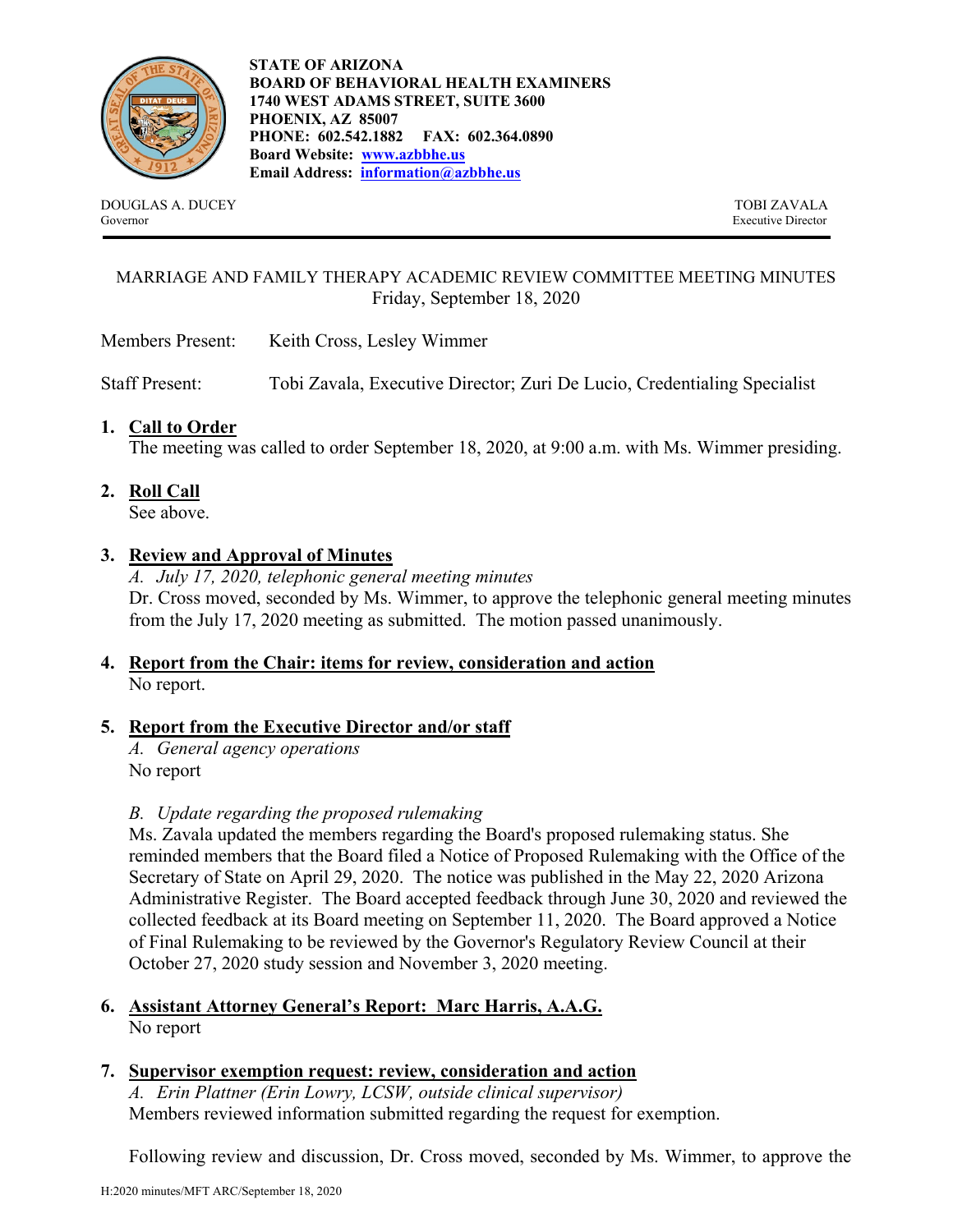**STATE OF ARIZONA**
**BOARD OF BEHAVIORAL HEALTH EXAMINERS**
**1740 WEST ADAMS STREET, SUITE 3600**
**PHOENIX, AZ 85007**
**PHONE: 602.542.1882 FAX: 602.364.0890**
**Board Website: www.azbbhe.us**
**Email Address: information@azbbhe.us**

DOUGLAS A. DUCEY
Governor

TOBI ZAVALA
Executive Director

---

MARRIAGE AND FAMILY THERAPY ACADEMIC REVIEW COMMITTEE MEETING MINUTES
Friday, September 18, 2020

Members Present: Keith Cross, Lesley Wimmer

Staff Present: Tobi Zavala, Executive Director; Zuri De Lucio, Credentialing Specialist

1. **Call to Order**
   The meeting was called to order September 18, 2020, at 9:00 a.m. with Ms. Wimmer presiding.

2. **Roll Call**
   See above.

3. **Review and Approval of Minutes**
   *A. July 17, 2020, telephonic general meeting minutes*
   Dr. Cross moved, seconded by Ms. Wimmer, to approve the telephonic general meeting minutes from the July 17, 2020 meeting as submitted. The motion passed unanimously.

4. **Report from the Chair: items for review, consideration and action**
   No report.

5. **Report from the Executive Director and/or staff**
   *A. General agency operations*
   No report

   *B. Update regarding the proposed rulemaking*
   Ms. Zavala updated the members regarding the Board's proposed rulemaking status. She reminded members that the Board filed a Notice of Proposed Rulemaking with the Office of the Secretary of State on April 29, 2020. The notice was published in the May 22, 2020 Arizona Administrative Register. The Board accepted feedback through June 30, 2020 and reviewed the collected feedback at its Board meeting on September 11, 2020. The Board approved a Notice of Final Rulemaking to be reviewed by the Governor's Regulatory Review Council at their October 27, 2020 study session and November 3, 2020 meeting.

6. **Assistant Attorney General's Report: Marc Harris, A.A.G.**
   No report

7. **Supervisor exemption request: review, consideration and action**
   *A. Erin Plattner (Erin Lowry, LCSW, outside clinical supervisor)*
   Members reviewed information submitted regarding the request for exemption.

   Following review and discussion, Dr. Cross moved, seconded by Ms. Wimmer, to approve the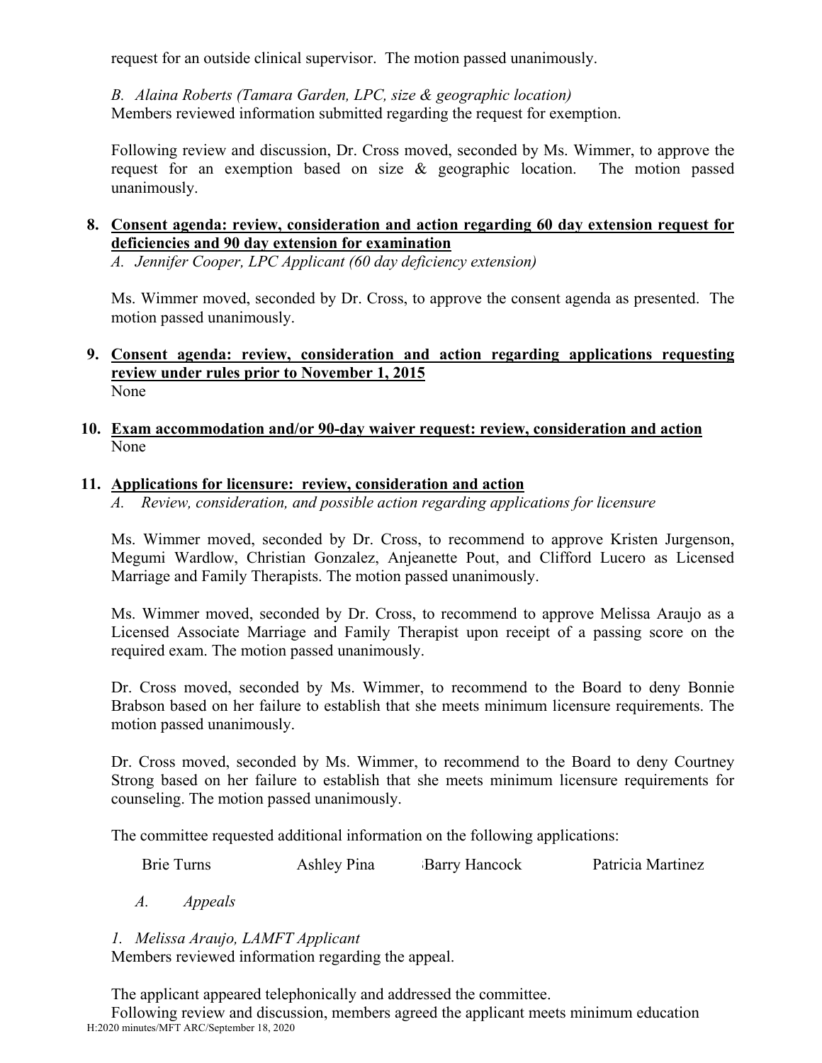request for an outside clinical supervisor. The motion passed unanimously.

*B. Alaina Roberts (Tamara Garden, LPC, size & geographic location)*
Members reviewed information submitted regarding the request for exemption.

Following review and discussion, Dr. Cross moved, seconded by Ms. Wimmer, to approve the request for an exemption based on size & geographic location. The motion passed unanimously.

**8. <u>Consent agenda: review, consideration and action regarding 60 day extension request for deficiencies and 90 day extension for examination</u>**

*A. Jennifer Cooper, LPC Applicant (60 day deficiency extension)*

Ms. Wimmer moved, seconded by Dr. Cross, to approve the consent agenda as presented. The motion passed unanimously.

**9. <u>Consent agenda: review, consideration and action regarding applications requesting review under rules prior to November 1, 2015</u>**

None

**10. <u>Exam accommodation and/or 90-day waiver request: review, consideration and action</u>**

None

**11. <u>Applications for licensure: review, consideration and action</u>**

*A. Review, consideration, and possible action regarding applications for licensure*

Ms. Wimmer moved, seconded by Dr. Cross, to recommend to approve Kristen Jurgenson, Megumi Wardlow, Christian Gonzalez, Anjeanette Pout, and Clifford Lucero as Licensed Marriage and Family Therapists. The motion passed unanimously.

Ms. Wimmer moved, seconded by Dr. Cross, to recommend to approve Melissa Araujo as a Licensed Associate Marriage and Family Therapist upon receipt of a passing score on the required exam. The motion passed unanimously.

Dr. Cross moved, seconded by Ms. Wimmer, to recommend to the Board to deny Bonnie Brabson based on her failure to establish that she meets minimum licensure requirements. The motion passed unanimously.

Dr. Cross moved, seconded by Ms. Wimmer, to recommend to the Board to deny Courtney Strong based on her failure to establish that she meets minimum licensure requirements for counseling. The motion passed unanimously.

The committee requested additional information on the following applications:

Brie Turns　　Ashley Pina　　Barry Hancock　　Patricia Martinez

*A. Appeals*

*1. Melissa Araujo, LAMFT Applicant*
Members reviewed information regarding the appeal.

The applicant appeared telephonically and addressed the committee.
Following review and discussion, members agreed the applicant meets minimum education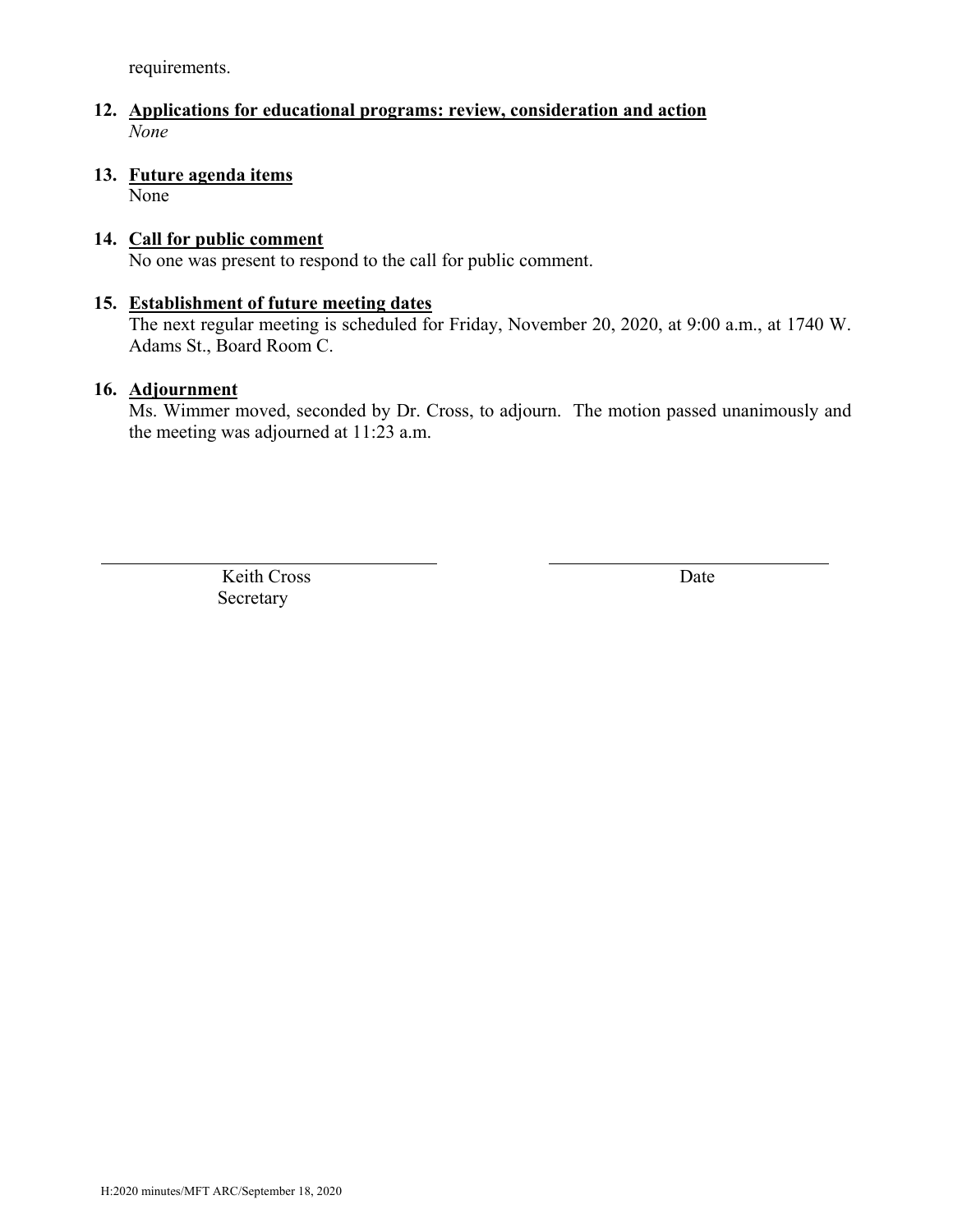requirements.

12. **Applications for educational programs: review, consideration and action**
    *None*

13. **Future agenda items**
    None

14. **Call for public comment**
    No one was present to respond to the call for public comment.

15. **Establishment of future meeting dates**
    The next regular meeting is scheduled for Friday, November 20, 2020, at 9:00 a.m., at 1740 W. Adams St., Board Room C.

16. **Adjournment**
    Ms. Wimmer moved, seconded by Dr. Cross, to adjourn. The motion passed unanimously and the meeting was adjourned at 11:23 a.m.

\_\_\_\_\_\_\_\_\_\_\_\_\_\_\_\_\_\_\_\_\_\_\_\_\_\_\_\_\_\_\_\_\_\_
Keith Cross
Secretary

\_\_\_\_\_\_\_\_\_\_\_\_\_\_\_\_\_\_\_\_\_\_\_\_\_\_\_\_\_\_\_\_\_\_
Date

H:2020 minutes/MFT ARC/September 18, 2020